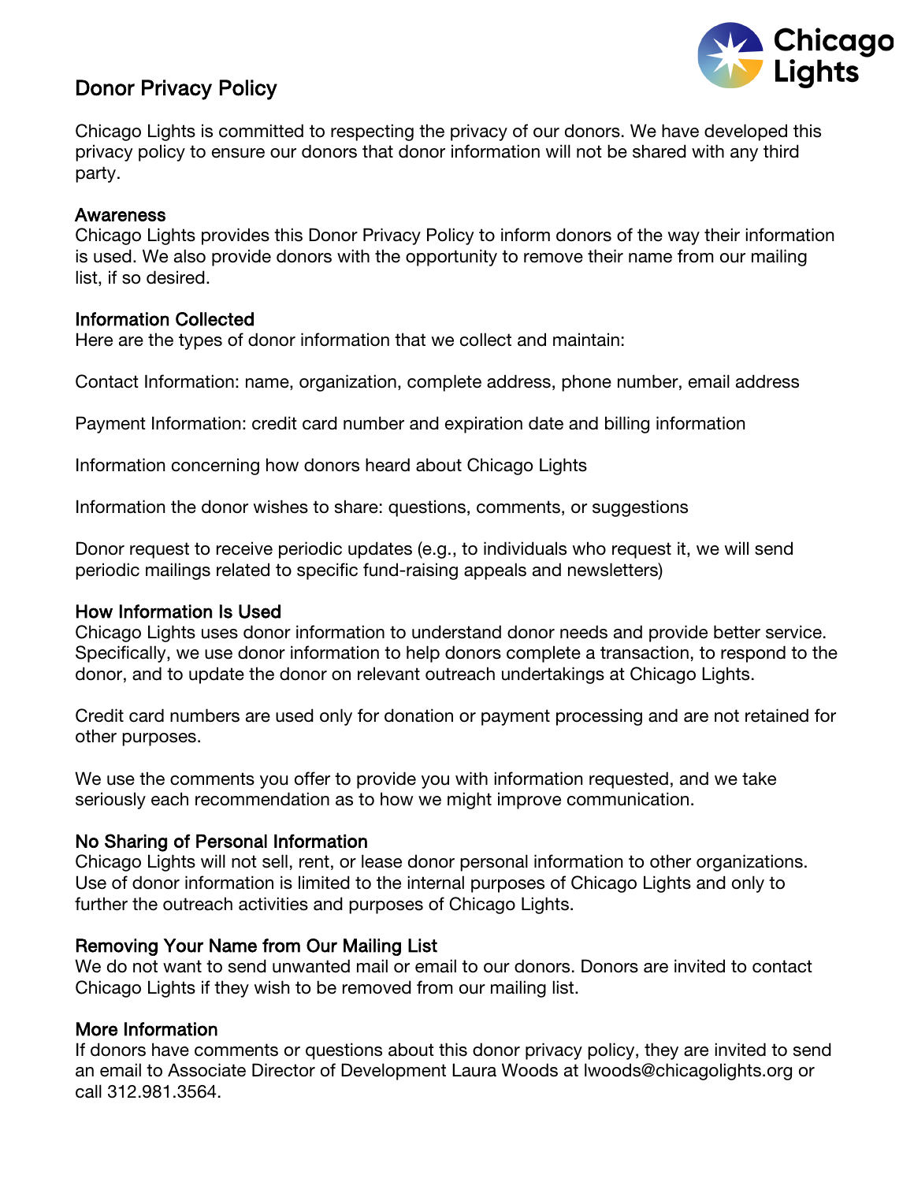# Donor Privacy Policy

Chicago Lights is committed to respecting the privacy of our donors. We have developed this privacy policy to ensure our donors that donor information will not be shared with any third party.

## Awareness

Chicago Lights provides this Donor Privacy Policy to inform donors of the way their information is used. We also provide donors with the opportunity to remove their name from our mailing list, if so desired.

## Information Collected

Here are the types of donor information that we collect and maintain:

Contact Information: name, organization, complete address, phone number, email address

Payment Information: credit card number and expiration date and billing information

Information concerning how donors heard about Chicago Lights

Information the donor wishes to share: questions, comments, or suggestions

Donor request to receive periodic updates (e.g., to individuals who request it, we will send periodic mailings related to specific fund-raising appeals and newsletters)

## How Information Is Used

Chicago Lights uses donor information to understand donor needs and provide better service. Specifically, we use donor information to help donors complete a transaction, to respond to the donor, and to update the donor on relevant outreach undertakings at Chicago Lights.

Credit card numbers are used only for donation or payment processing and are not retained for other purposes.

We use the comments you offer to provide you with information requested, and we take seriously each recommendation as to how we might improve communication.

## No Sharing of Personal Information

Chicago Lights will not sell, rent, or lease donor personal information to other organizations. Use of donor information is limited to the internal purposes of Chicago Lights and only to further the outreach activities and purposes of Chicago Lights.

## Removing Your Name from Our Mailing List

We do not want to send unwanted mail or email to our donors. Donors are invited to contact Chicago Lights if they wish to be removed from our mailing list.

## More Information

If donors have comments or questions about this donor privacy policy, they are invited to send an email to Associate Director of Development Laura Woods at lwoods@chicagolights.org or call 312.981.3564.